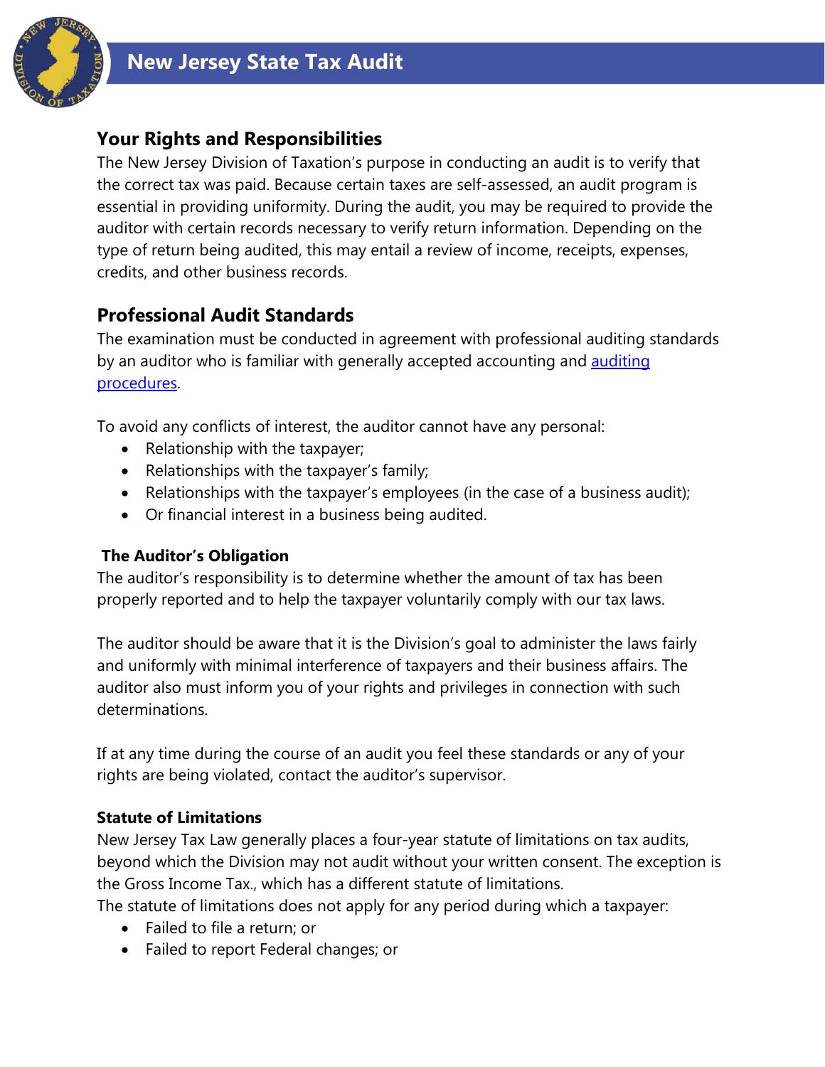# New Jersey State Tax Audit

## Your Rights and Responsibilities

The New Jersey Division of Taxation's purpose in conducting an audit is to verify that the correct tax was paid. Because certain taxes are self-assessed, an audit program is essential in providing uniformity. During the audit, you may be required to provide the auditor with certain records necessary to verify return information. Depending on the type of return being audited, this may entail a review of income, receipts, expenses, credits, and other business records.

## Professional Audit Standards

The examination must be conducted in agreement with professional auditing standards by an auditor who is familiar with generally accepted accounting and auditing procedures.

To avoid any conflicts of interest, the auditor cannot have any personal:

- Relationship with the taxpayer;
- Relationships with the taxpayer's family;
- Relationships with the taxpayer's employees (in the case of a business audit);
- Or financial interest in a business being audited.

### The Auditor's Obligation

The auditor's responsibility is to determine whether the amount of tax has been properly reported and to help the taxpayer voluntarily comply with our tax laws.

The auditor should be aware that it is the Division's goal to administer the laws fairly and uniformly with minimal interference of taxpayers and their business affairs. The auditor also must inform you of your rights and privileges in connection with such determinations.

If at any time during the course of an audit you feel these standards or any of your rights are being violated, contact the auditor's supervisor.

### Statute of Limitations

New Jersey Tax Law generally places a four-year statute of limitations on tax audits, beyond which the Division may not audit without your written consent. The exception is the Gross Income Tax., which has a different statute of limitations.

The statute of limitations does not apply for any period during which a taxpayer:

- Failed to file a return; or
- Failed to report Federal changes; or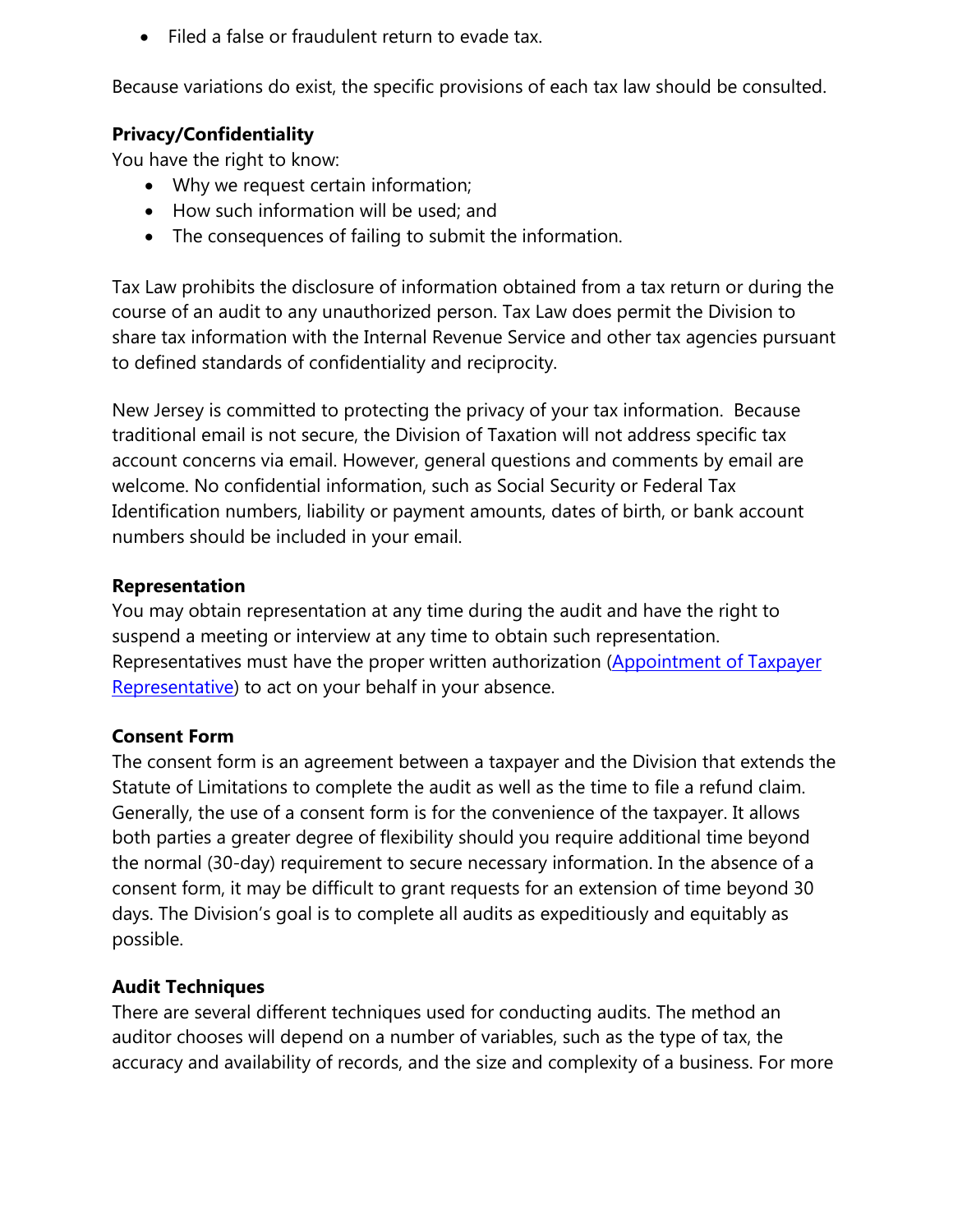- Filed a false or fraudulent return to evade tax.

Because variations do exist, the specific provisions of each tax law should be consulted.

**Privacy/Confidentiality**

You have the right to know:

- Why we request certain information;
- How such information will be used; and
- The consequences of failing to submit the information.

Tax Law prohibits the disclosure of information obtained from a tax return or during the course of an audit to any unauthorized person. Tax Law does permit the Division to share tax information with the Internal Revenue Service and other tax agencies pursuant to defined standards of confidentiality and reciprocity.

New Jersey is committed to protecting the privacy of your tax information. Because traditional email is not secure, the Division of Taxation will not address specific tax account concerns via email. However, general questions and comments by email are welcome. No confidential information, such as Social Security or Federal Tax Identification numbers, liability or payment amounts, dates of birth, or bank account numbers should be included in your email.

**Representation**

You may obtain representation at any time during the audit and have the right to suspend a meeting or interview at any time to obtain such representation. Representatives must have the proper written authorization (Appointment of Taxpayer Representative) to act on your behalf in your absence.

**Consent Form**

The consent form is an agreement between a taxpayer and the Division that extends the Statute of Limitations to complete the audit as well as the time to file a refund claim. Generally, the use of a consent form is for the convenience of the taxpayer. It allows both parties a greater degree of flexibility should you require additional time beyond the normal (30-day) requirement to secure necessary information. In the absence of a consent form, it may be difficult to grant requests for an extension of time beyond 30 days. The Division's goal is to complete all audits as expeditiously and equitably as possible.

**Audit Techniques**

There are several different techniques used for conducting audits. The method an auditor chooses will depend on a number of variables, such as the type of tax, the accuracy and availability of records, and the size and complexity of a business. For more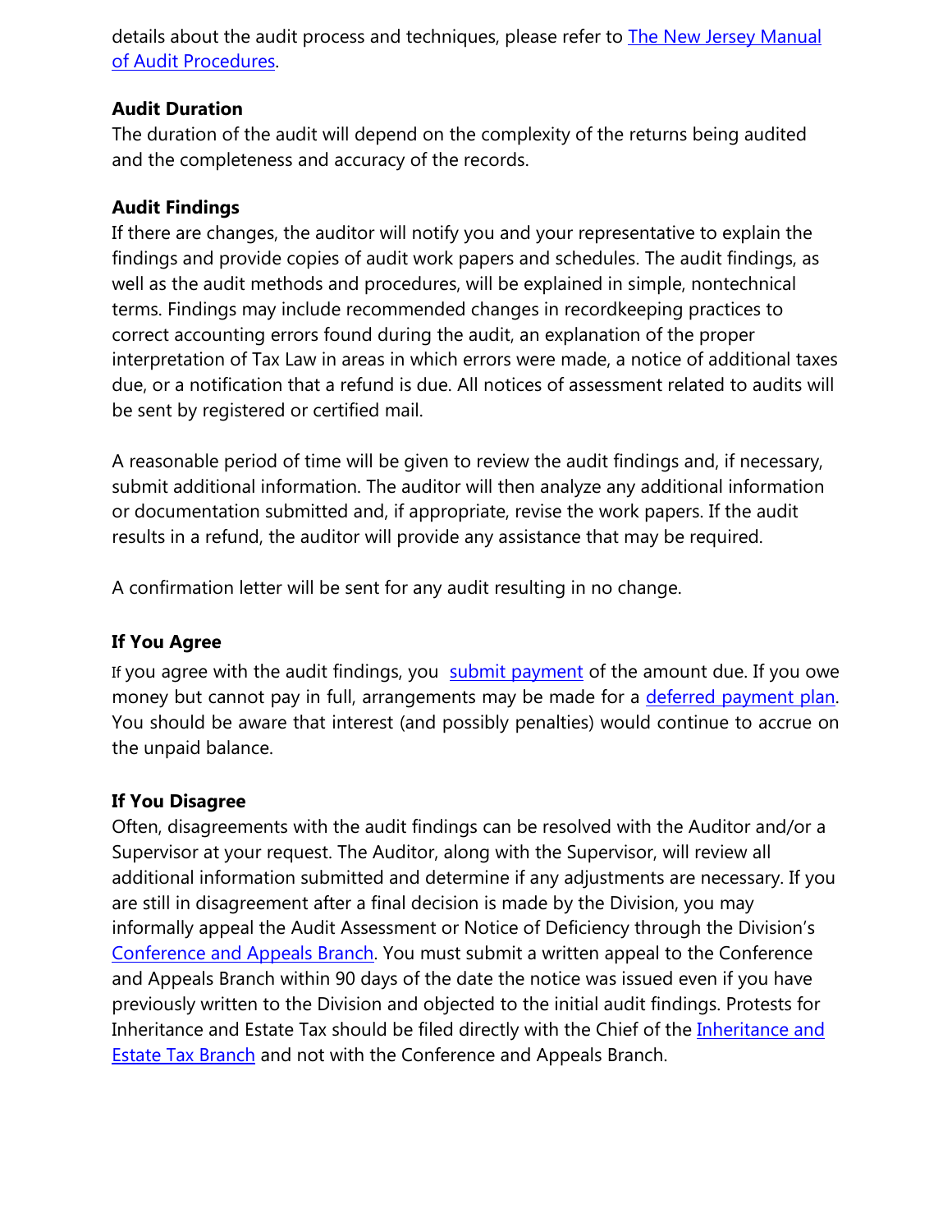details about the audit process and techniques, please refer to [The New Jersey Manual of Audit Procedures](#).

**Audit Duration**

The duration of the audit will depend on the complexity of the returns being audited and the completeness and accuracy of the records.

**Audit Findings**

If there are changes, the auditor will notify you and your representative to explain the findings and provide copies of audit work papers and schedules. The audit findings, as well as the audit methods and procedures, will be explained in simple, nontechnical terms. Findings may include recommended changes in recordkeeping practices to correct accounting errors found during the audit, an explanation of the proper interpretation of Tax Law in areas in which errors were made, a notice of additional taxes due, or a notification that a refund is due. All notices of assessment related to audits will be sent by registered or certified mail.

A reasonable period of time will be given to review the audit findings and, if necessary, submit additional information. The auditor will then analyze any additional information or documentation submitted and, if appropriate, revise the work papers. If the audit results in a refund, the auditor will provide any assistance that may be required.

A confirmation letter will be sent for any audit resulting in no change.

**If You Agree**

If you agree with the audit findings, you [submit payment](#) of the amount due. If you owe money but cannot pay in full, arrangements may be made for a [deferred payment plan](#). You should be aware that interest (and possibly penalties) would continue to accrue on the unpaid balance.

**If You Disagree**

Often, disagreements with the audit findings can be resolved with the Auditor and/or a Supervisor at your request. The Auditor, along with the Supervisor, will review all additional information submitted and determine if any adjustments are necessary. If you are still in disagreement after a final decision is made by the Division, you may informally appeal the Audit Assessment or Notice of Deficiency through the Division's [Conference and Appeals Branch](#). You must submit a written appeal to the Conference and Appeals Branch within 90 days of the date the notice was issued even if you have previously written to the Division and objected to the initial audit findings. Protests for Inheritance and Estate Tax should be filed directly with the Chief of the [Inheritance and Estate Tax Branch](#) and not with the Conference and Appeals Branch.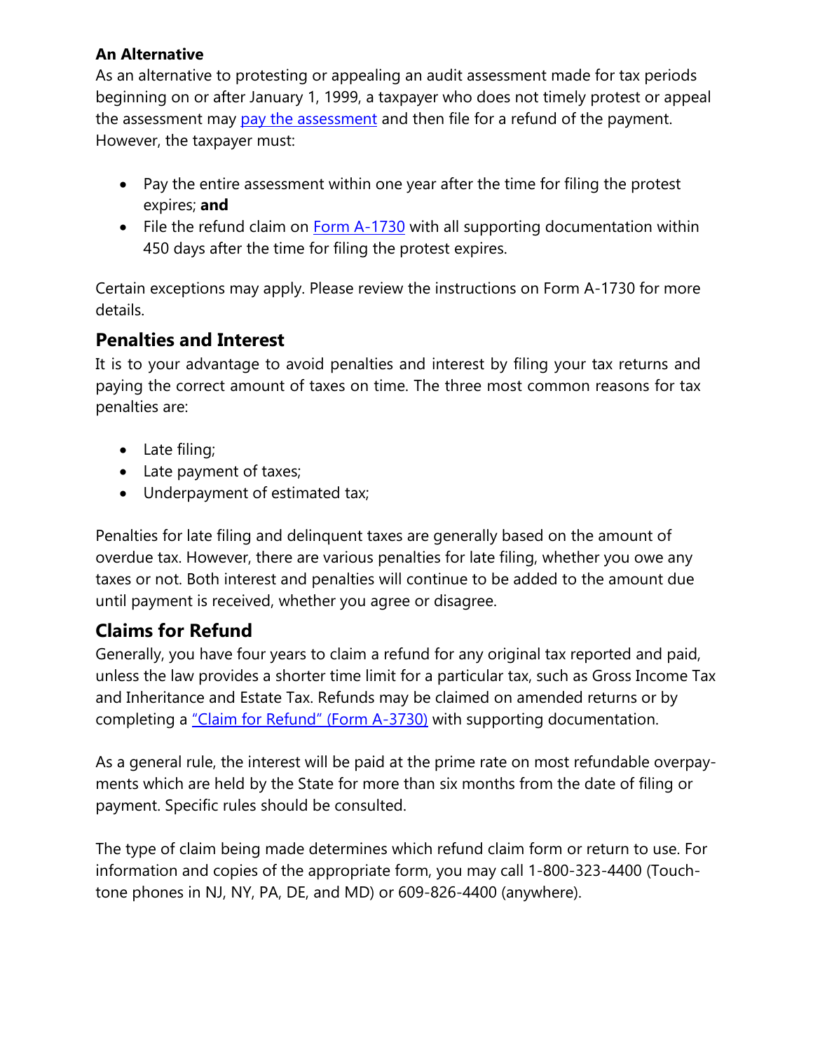**An Alternative**

As an alternative to protesting or appealing an audit assessment made for tax periods beginning on or after January 1, 1999, a taxpayer who does not timely protest or appeal the assessment may pay the assessment and then file for a refund of the payment. However, the taxpayer must:

- Pay the entire assessment within one year after the time for filing the protest expires; **and**
- File the refund claim on Form A-1730 with all supporting documentation within 450 days after the time for filing the protest expires.

Certain exceptions may apply. Please review the instructions on Form A-1730 for more details.

## Penalties and Interest

It is to your advantage to avoid penalties and interest by filing your tax returns and paying the correct amount of taxes on time. The three most common reasons for tax penalties are:

- Late filing;
- Late payment of taxes;
- Underpayment of estimated tax;

Penalties for late filing and delinquent taxes are generally based on the amount of overdue tax. However, there are various penalties for late filing, whether you owe any taxes or not. Both interest and penalties will continue to be added to the amount due until payment is received, whether you agree or disagree.

## Claims for Refund

Generally, you have four years to claim a refund for any original tax reported and paid, unless the law provides a shorter time limit for a particular tax, such as Gross Income Tax and Inheritance and Estate Tax. Refunds may be claimed on amended returns or by completing a "Claim for Refund" (Form A-3730) with supporting documentation.

As a general rule, the interest will be paid at the prime rate on most refundable overpayments which are held by the State for more than six months from the date of filing or payment. Specific rules should be consulted.

The type of claim being made determines which refund claim form or return to use. For information and copies of the appropriate form, you may call 1-800-323-4400 (Touch-tone phones in NJ, NY, PA, DE, and MD) or 609-826-4400 (anywhere).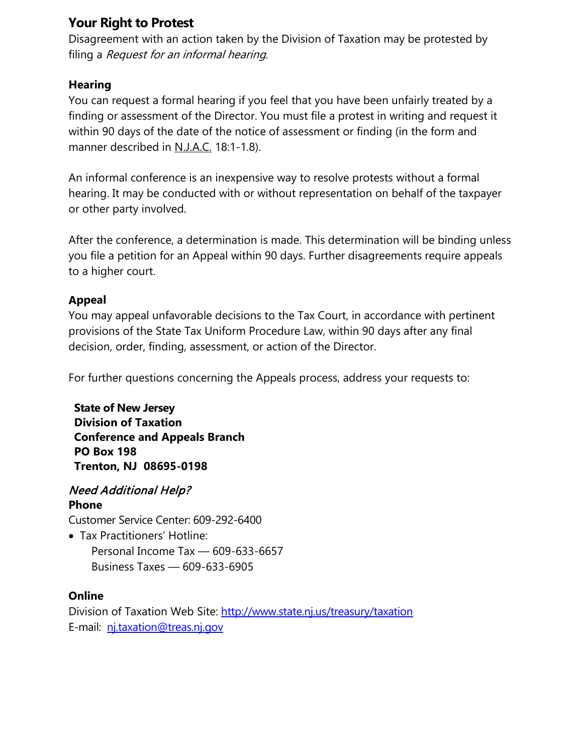## Your Right to Protest

Disagreement with an action taken by the Division of Taxation may be protested by filing a *Request for an informal hearing*.

### Hearing

You can request a formal hearing if you feel that you have been unfairly treated by a finding or assessment of the Director. You must file a protest in writing and request it within 90 days of the date of the notice of assessment or finding (in the form and manner described in N.J.A.C. 18:1-1.8).

An informal conference is an inexpensive way to resolve protests without a formal hearing. It may be conducted with or without representation on behalf of the taxpayer or other party involved.

After the conference, a determination is made. This determination will be binding unless you file a petition for an Appeal within 90 days. Further disagreements require appeals to a higher court.

### Appeal

You may appeal unfavorable decisions to the Tax Court, in accordance with pertinent provisions of the State Tax Uniform Procedure Law, within 90 days after any final decision, order, finding, assessment, or action of the Director.

For further questions concerning the Appeals process, address your requests to:

**State of New Jersey**
**Division of Taxation**
**Conference and Appeals Branch**
**PO Box 198**
**Trenton, NJ 08695-0198**

### *Need Additional Help?*

**Phone**

Customer Service Center: 609-292-6400

- Tax Practitioners' Hotline:
  - Personal Income Tax — 609-633-6657
  - Business Taxes — 609-633-6905

**Online**

Division of Taxation Web Site: http://www.state.nj.us/treasury/taxation
E-mail: nj.taxation@treas.nj.gov